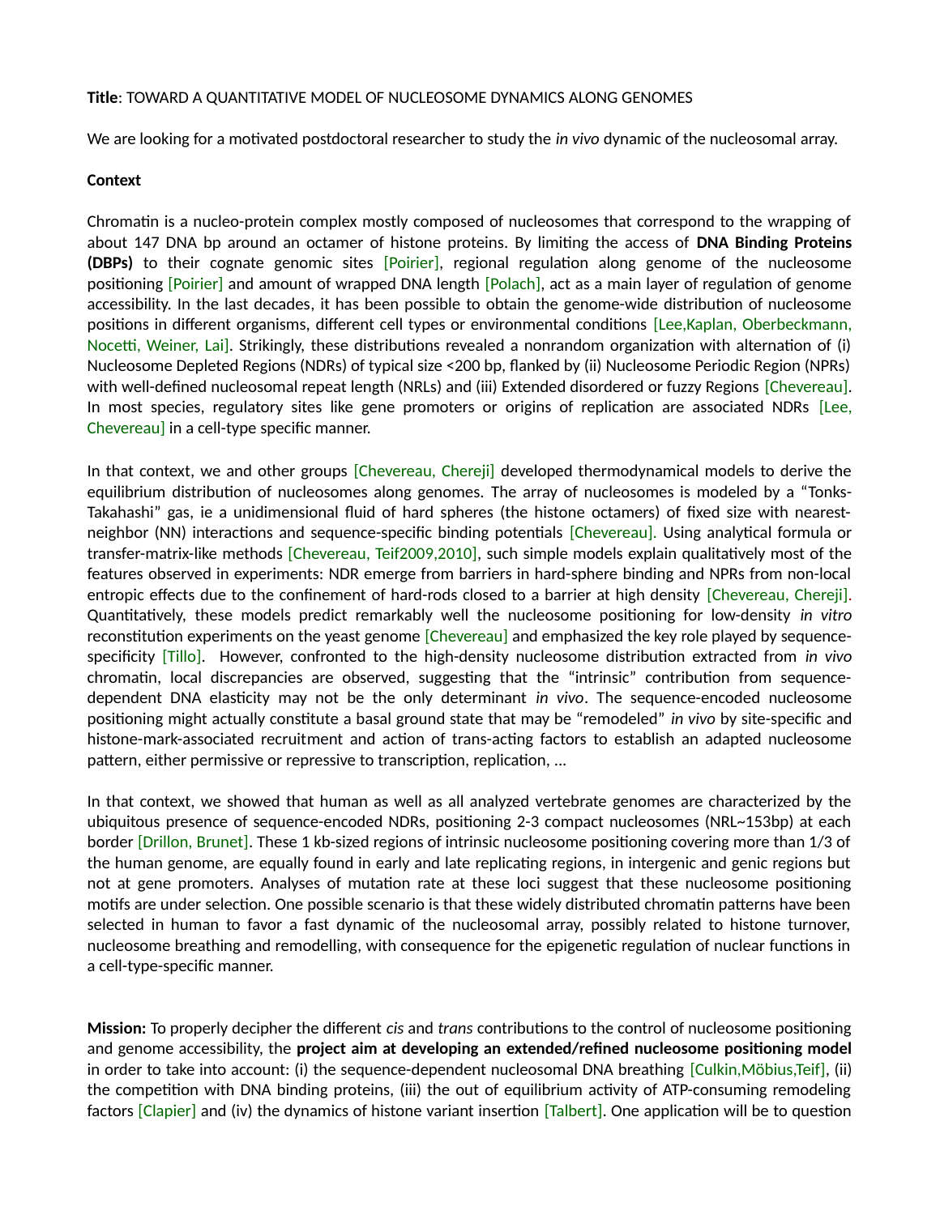**Title**: TOWARD A QUANTITATIVE MODEL OF NUCLEOSOME DYNAMICS ALONG GENOMES

We are looking for a motivated postdoctoral researcher to study the *in vivo* dynamic of the nucleosomal array.

**Context**

Chromatin is a nucleo-protein complex mostly composed of nucleosomes that correspond to the wrapping of about 147 DNA bp around an octamer of histone proteins. By limiting the access of **DNA Binding Proteins (DBPs)** to their cognate genomic sites [Poirier], regional regulation along genome of the nucleosome positioning [Poirier] and amount of wrapped DNA length [Polach], act as a main layer of regulation of genome accessibility. In the last decades, it has been possible to obtain the genome-wide distribution of nucleosome positions in different organisms, different cell types or environmental conditions [Lee,Kaplan, Oberbeckmann, Nocetti, Weiner, Lai]. Strikingly, these distributions revealed a nonrandom organization with alternation of (i) Nucleosome Depleted Regions (NDRs) of typical size <200 bp, flanked by (ii) Nucleosome Periodic Region (NPRs) with well-defined nucleosomal repeat length (NRLs) and (iii) Extended disordered or fuzzy Regions [Chevereau]. In most species, regulatory sites like gene promoters or origins of replication are associated NDRs [Lee, Chevereau] in a cell-type specific manner.

In that context, we and other groups [Chevereau, Chereji] developed thermodynamical models to derive the equilibrium distribution of nucleosomes along genomes. The array of nucleosomes is modeled by a "Tonks-Takahashi" gas, ie a unidimensional fluid of hard spheres (the histone octamers) of fixed size with nearest-neighbor (NN) interactions and sequence-specific binding potentials [Chevereau]. Using analytical formula or transfer-matrix-like methods [Chevereau, Teif2009,2010], such simple models explain qualitatively most of the features observed in experiments: NDR emerge from barriers in hard-sphere binding and NPRs from non-local entropic effects due to the confinement of hard-rods closed to a barrier at high density [Chevereau, Chereji]. Quantitatively, these models predict remarkably well the nucleosome positioning for low-density *in vitro* reconstitution experiments on the yeast genome [Chevereau] and emphasized the key role played by sequence-specificity [Tillo]. However, confronted to the high-density nucleosome distribution extracted from *in vivo* chromatin, local discrepancies are observed, suggesting that the "intrinsic" contribution from sequence-dependent DNA elasticity may not be the only determinant *in vivo*. The sequence-encoded nucleosome positioning might actually constitute a basal ground state that may be "remodeled" *in vivo* by site-specific and histone-mark-associated recruitment and action of trans-acting factors to establish an adapted nucleosome pattern, either permissive or repressive to transcription, replication, …

In that context, we showed that human as well as all analyzed vertebrate genomes are characterized by the ubiquitous presence of sequence-encoded NDRs, positioning 2-3 compact nucleosomes (NRL~153bp) at each border [Drillon, Brunet]. These 1 kb-sized regions of intrinsic nucleosome positioning covering more than 1/3 of the human genome, are equally found in early and late replicating regions, in intergenic and genic regions but not at gene promoters. Analyses of mutation rate at these loci suggest that these nucleosome positioning motifs are under selection. One possible scenario is that these widely distributed chromatin patterns have been selected in human to favor a fast dynamic of the nucleosomal array, possibly related to histone turnover, nucleosome breathing and remodelling, with consequence for the epigenetic regulation of nuclear functions in a cell-type-specific manner.

**Mission:** To properly decipher the different *cis* and *trans* contributions to the control of nucleosome positioning and genome accessibility, the **project aim at developing an extended/refined nucleosome positioning model** in order to take into account: (i) the sequence-dependent nucleosomal DNA breathing [Culkin,Möbius,Teif], (ii) the competition with DNA binding proteins, (iii) the out of equilibrium activity of ATP-consuming remodeling factors [Clapier] and (iv) the dynamics of histone variant insertion [Talbert]. One application will be to question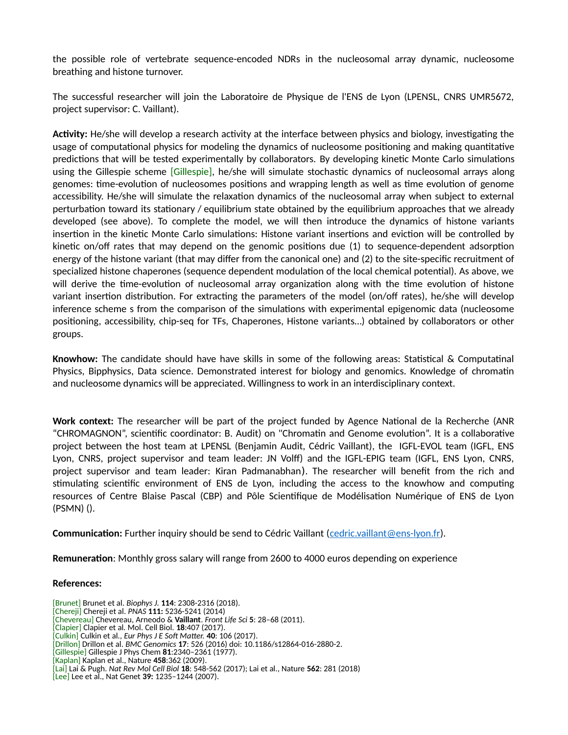the possible role of vertebrate sequence-encoded NDRs in the nucleosomal array dynamic, nucleosome breathing and histone turnover.

The successful researcher will join the Laboratoire de Physique de l'ENS de Lyon (LPENSL, CNRS UMR5672, project supervisor: C. Vaillant).

**Activity:** He/she will develop a research activity at the interface between physics and biology, investigating the usage of computational physics for modeling the dynamics of nucleosome positioning and making quantitative predictions that will be tested experimentally by collaborators. By developing kinetic Monte Carlo simulations using the Gillespie scheme [Gillespie], he/she will simulate stochastic dynamics of nucleosomal arrays along genomes: time-evolution of nucleosomes positions and wrapping length as well as time evolution of genome accessibility. He/she will simulate the relaxation dynamics of the nucleosomal array when subject to external perturbation toward its stationary / equilibrium state obtained by the equilibrium approaches that we already developed (see above). To complete the model, we will then introduce the dynamics of histone variants insertion in the kinetic Monte Carlo simulations: Histone variant insertions and eviction will be controlled by kinetic on/off rates that may depend on the genomic positions due (1) to sequence-dependent adsorption energy of the histone variant (that may differ from the canonical one) and (2) to the site-specific recruitment of specialized histone chaperones (sequence dependent modulation of the local chemical potential). As above, we will derive the time-evolution of nucleosomal array organization along with the time evolution of histone variant insertion distribution. For extracting the parameters of the model (on/off rates), he/she will develop inference scheme s from the comparison of the simulations with experimental epigenomic data (nucleosome positioning, accessibility, chip-seq for TFs, Chaperones, Histone variants…) obtained by collaborators or other groups.

**Knowhow:** The candidate should have have skills in some of the following areas: Statistical & Computatinal Physics, Bipphysics, Data science. Demonstrated interest for biology and genomics. Knowledge of chromatin and nucleosome dynamics will be appreciated. Willingness to work in an interdisciplinary context.

**Work context:** The researcher will be part of the project funded by Agence National de la Recherche (ANR "CHROMAGNON", scientific coordinator: B. Audit) on "Chromatin and Genome evolution". It is a collaborative project between the host team at LPENSL (Benjamin Audit, Cédric Vaillant), the IGFL-EVOL team (IGFL, ENS Lyon, CNRS, project supervisor and team leader: JN Volff) and the IGFL-EPIG team (IGFL, ENS Lyon, CNRS, project supervisor and team leader: Kiran Padmanabhan). The researcher will benefit from the rich and stimulating scientific environment of ENS de Lyon, including the access to the knowhow and computing resources of Centre Blaise Pascal (CBP) and Pôle Scientifique de Modélisation Numérique of ENS de Lyon (PSMN) ().

**Communication:** Further inquiry should be send to Cédric Vaillant (cedric.vaillant@ens-lyon.fr).

**Remuneration**: Monthly gross salary will range from 2600 to 4000 euros depending on experience

**References:**

[Brunet] Brunet et al. *Biophys J.* **114**: 2308-2316 (2018).
[Chereji] Chereji et al. *PNAS* **111:** 5236-5241 (2014)
[Chevereau] Chevereau, Arneodo & **Vaillant**. *Front Life Sci* **5**: 28–68 (2011).
[Clapier] Clapier et al. Mol. Cell Biol. **18**:407 (2017).
[Culkin] Culkin et al., *Eur Phys J E Soft Matter.* **40**: 106 (2017).
[Drillon] Drillon et al. *BMC Genomics* **17**: 526 (2016) doi: 10.1186/s12864-016-2880-2.
[Gillespie] Gillespie J Phys Chem **81**:2340–2361 (1977).
[Kaplan] Kaplan et al., Nature **458**:362 (2009).
[Lai] Lai & Pugh. *Nat Rev Mol Cell Biol* **18**: 548-562 (2017); Lai et al., Nature **562**: 281 (2018)
[Lee] Lee et al., Nat Genet **39:** 1235–1244 (2007).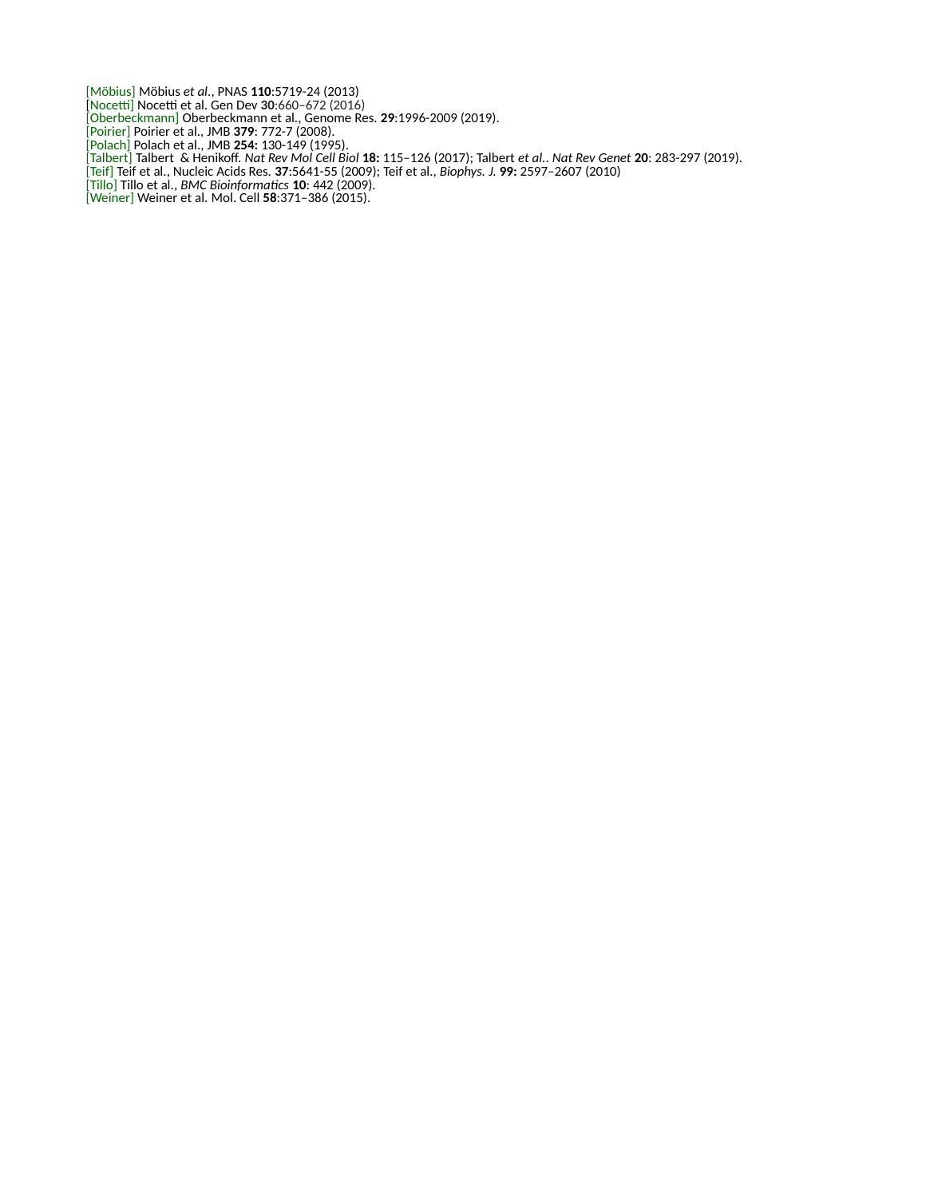[Möbius] Möbius *et al.*, PNAS **110**:5719-24 (2013)
[Nocetti] Nocetti et al. Gen Dev **30**:660–672 (2016)
[Oberbeckmann] Oberbeckmann et al., Genome Res. **29**:1996-2009 (2019).
[Poirier] Poirier et al., JMB **379**: 772-7 (2008).
[Polach] Polach et al., JMB **254:** 130-149 (1995).
[Talbert] Talbert & Henikoff. *Nat Rev Mol Cell Biol* **18:** 115–126 (2017); Talbert *et al.*. *Nat Rev Genet* **20**: 283-297 (2019).
[Teif] Teif et al., Nucleic Acids Res. **37**:5641-55 (2009); Teif et al., *Biophys. J.* **99:** 2597–2607 (2010)
[Tillo] Tillo et al., *BMC Bioinformatics* **10**: 442 (2009).
[Weiner] Weiner et al. Mol. Cell **58**:371–386 (2015).